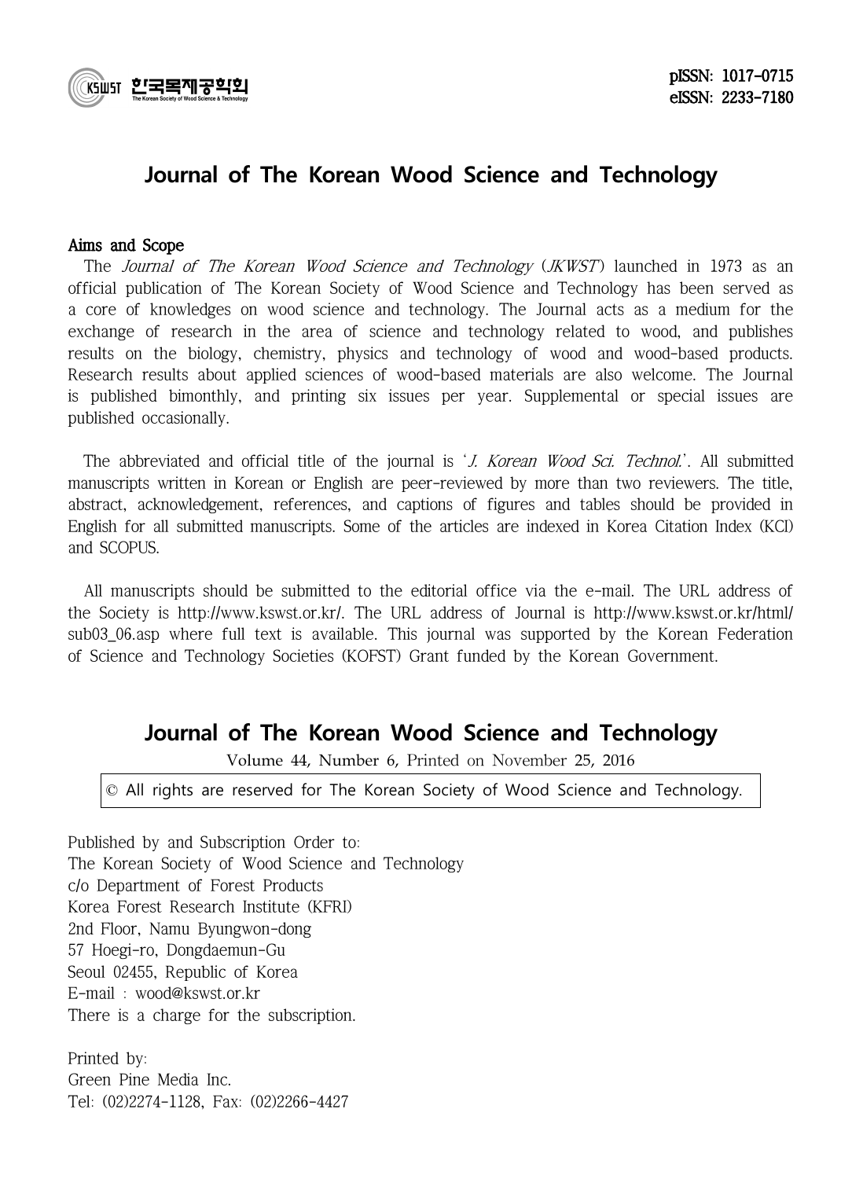KSWST 한국목재공학회
The Korean Society of Wood Science & Technology

pISSN: 1017-0715
eISSN: 2233-7180

# Journal of The Korean Wood Science and Technology

**Aims and Scope**

The *Journal of The Korean Wood Science and Technology* (*JKWST*) launched in 1973 as an official publication of The Korean Society of Wood Science and Technology has been served as a core of knowledges on wood science and technology. The Journal acts as a medium for the exchange of research in the area of science and technology related to wood, and publishes results on the biology, chemistry, physics and technology of wood and wood-based products. Research results about applied sciences of wood-based materials are also welcome. The Journal is published bimonthly, and printing six issues per year. Supplemental or special issues are published occasionally.

The abbreviated and official title of the journal is '*J. Korean Wood Sci. Technol.*'. All submitted manuscripts written in Korean or English are peer-reviewed by more than two reviewers. The title, abstract, acknowledgement, references, and captions of figures and tables should be provided in English for all submitted manuscripts. Some of the articles are indexed in Korea Citation Index (KCI) and SCOPUS.

All manuscripts should be submitted to the editorial office via the e-mail. The URL address of the Society is http://www.kswst.or.kr/. The URL address of Journal is http://www.kswst.or.kr/html/sub03_06.asp where full text is available. This journal was supported by the Korean Federation of Science and Technology Societies (KOFST) Grant funded by the Korean Government.

## Journal of The Korean Wood Science and Technology

Volume 44, Number 6, Printed on November 25, 2016

© All rights are reserved for The Korean Society of Wood Science and Technology.

Published by and Subscription Order to:
The Korean Society of Wood Science and Technology
c/o Department of Forest Products
Korea Forest Research Institute (KFRI)
2nd Floor, Namu Byungwon-dong
57 Hoegi-ro, Dongdaemun-Gu
Seoul 02455, Republic of Korea
E-mail : wood@kswst.or.kr
There is a charge for the subscription.

Printed by:
Green Pine Media Inc.
Tel: (02)2274-1128, Fax: (02)2266-4427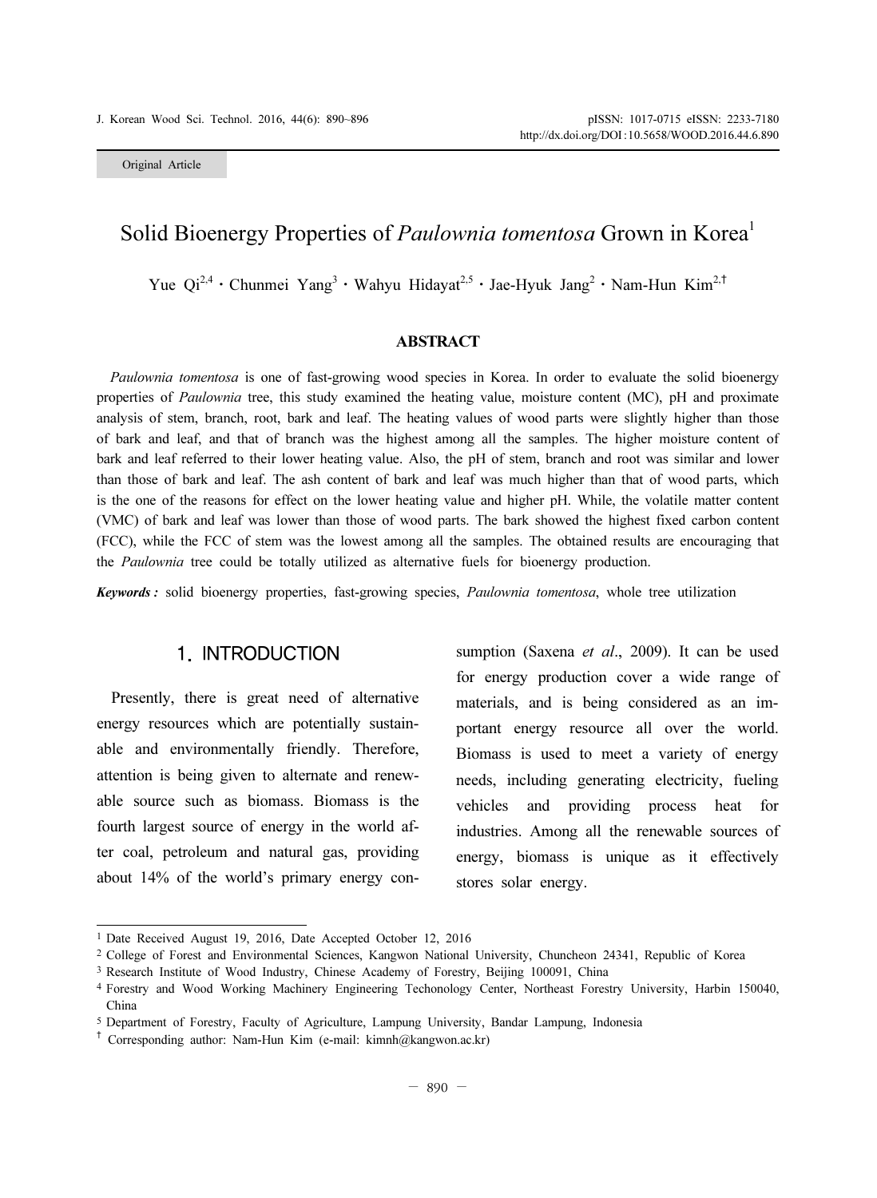Original Article

# Solid Bioenergy Properties of *Paulownia tomentosa* Grown in Korea[1]

Yue Qi[2,4] ・ Chunmei Yang[3] ・ Wahyu Hidayat[2,5] ・ Jae-Hyuk Jang[2] ・ Nam-Hun Kim[2,†]

## ABSTRACT

*Paulownia tomentosa* is one of fast-growing wood species in Korea. In order to evaluate the solid bioenergy properties of *Paulownia* tree, this study examined the heating value, moisture content (MC), pH and proximate analysis of stem, branch, root, bark and leaf. The heating values of wood parts were slightly higher than those of bark and leaf, and that of branch was the highest among all the samples. The higher moisture content of bark and leaf referred to their lower heating value. Also, the pH of stem, branch and root was similar and lower than those of bark and leaf. The ash content of bark and leaf was much higher than that of wood parts, which is the one of the reasons for effect on the lower heating value and higher pH. While, the volatile matter content (VMC) of bark and leaf was lower than those of wood parts. The bark showed the highest fixed carbon content (FCC), while the FCC of stem was the lowest among all the samples. The obtained results are encouraging that the *Paulownia* tree could be totally utilized as alternative fuels for bioenergy production.

***Keywords :*** solid bioenergy properties, fast-growing species, *Paulownia tomentosa*, whole tree utilization

## 1. INTRODUCTION

Presently, there is great need of alternative energy resources which are potentially sustainable and environmentally friendly. Therefore, attention is being given to alternate and renewable source such as biomass. Biomass is the fourth largest source of energy in the world after coal, petroleum and natural gas, providing about 14% of the world's primary energy consumption (Saxena *et al*., 2009). It can be used for energy production cover a wide range of materials, and is being considered as an important energy resource all over the world. Biomass is used to meet a variety of energy needs, including generating electricity, fueling vehicles and providing process heat for industries. Among all the renewable sources of energy, biomass is unique as it effectively stores solar energy.

---

[1] Date Received August 19, 2016, Date Accepted October 12, 2016

[2] College of Forest and Environmental Sciences, Kangwon National University, Chuncheon 24341, Republic of Korea

[3] Research Institute of Wood Industry, Chinese Academy of Forestry, Beijing 100091, China

[4] Forestry and Wood Working Machinery Engineering Techonology Center, Northeast Forestry University, Harbin 150040, China

[5] Department of Forestry, Faculty of Agriculture, Lampung University, Bandar Lampung, Indonesia

† Corresponding author: Nam-Hun Kim (e-mail: kimnh@kangwon.ac.kr)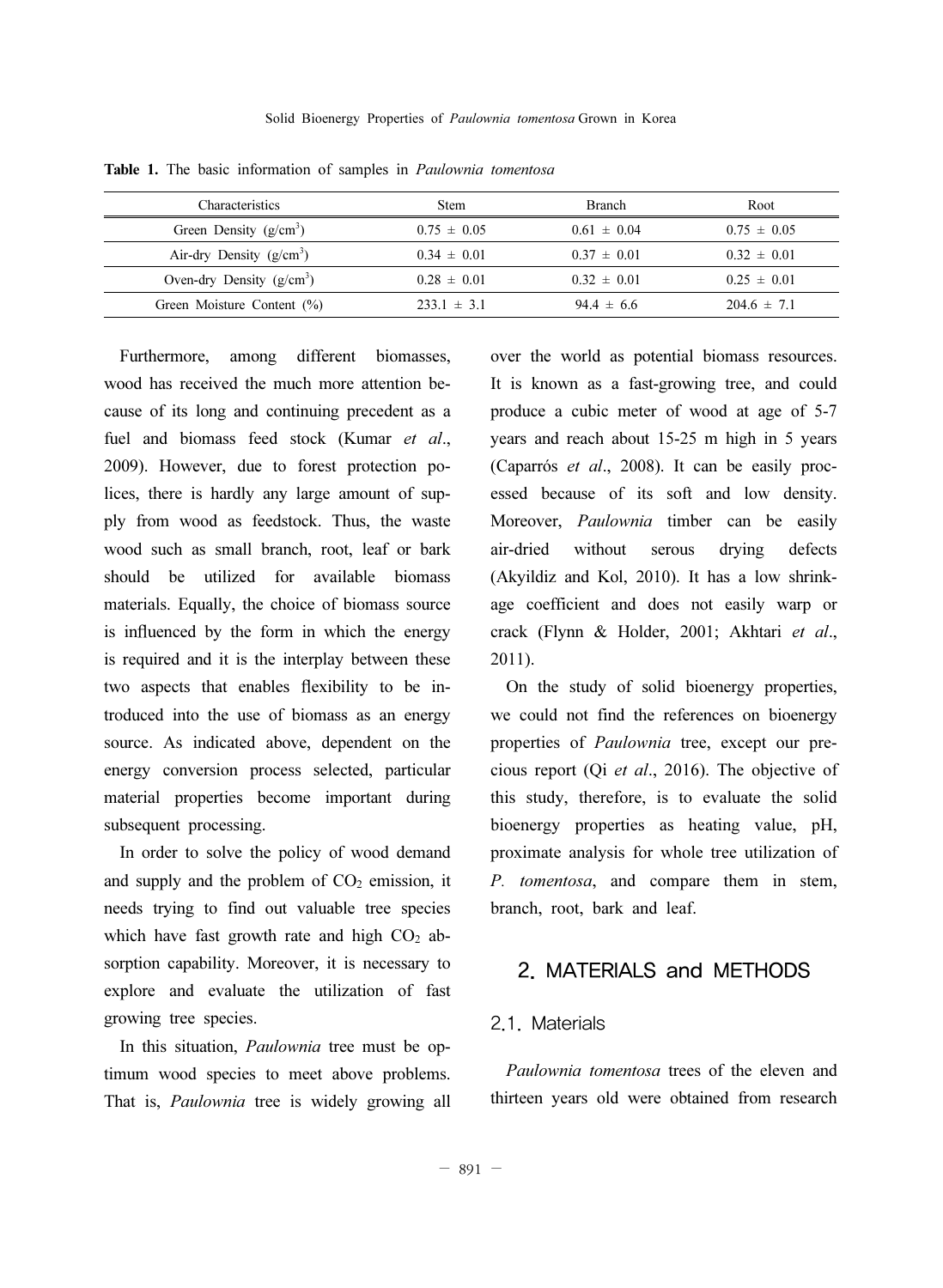**Table 1.** The basic information of samples in *Paulownia tomentosa*

| Characteristics | Stem | Branch | Root |
|---|---|---|---|
| Green Density (g/cm$^3$) | 0.75 ± 0.05 | 0.61 ± 0.04 | 0.75 ± 0.05 |
| Air-dry Density (g/cm$^3$) | 0.34 ± 0.01 | 0.37 ± 0.01 | 0.32 ± 0.01 |
| Oven-dry Density (g/cm$^3$) | 0.28 ± 0.01 | 0.32 ± 0.01 | 0.25 ± 0.01 |
| Green Moisture Content (%) | 233.1 ± 3.1 | 94.4 ± 6.6 | 204.6 ± 7.1 |

Furthermore, among different biomasses, wood has received the much more attention because of its long and continuing precedent as a fuel and biomass feed stock (Kumar *et al*., 2009). However, due to forest protection polices, there is hardly any large amount of supply from wood as feedstock. Thus, the waste wood such as small branch, root, leaf or bark should be utilized for available biomass materials. Equally, the choice of biomass source is influenced by the form in which the energy is required and it is the interplay between these two aspects that enables flexibility to be introduced into the use of biomass as an energy source. As indicated above, dependent on the energy conversion process selected, particular material properties become important during subsequent processing.

In order to solve the policy of wood demand and supply and the problem of $CO_2$ emission, it needs trying to find out valuable tree species which have fast growth rate and high $CO_2$ absorption capability. Moreover, it is necessary to explore and evaluate the utilization of fast growing tree species.

In this situation, *Paulownia* tree must be optimum wood species to meet above problems. That is, *Paulownia* tree is widely growing all over the world as potential biomass resources. It is known as a fast-growing tree, and could produce a cubic meter of wood at age of 5-7 years and reach about 15-25 m high in 5 years (Caparrós *et al*., 2008). It can be easily processed because of its soft and low density. Moreover, *Paulownia* timber can be easily air-dried without serous drying defects (Akyildiz and Kol, 2010). It has a low shrinkage coefficient and does not easily warp or crack (Flynn & Holder, 2001; Akhtari *et al*., 2011).

On the study of solid bioenergy properties, we could not find the references on bioenergy properties of *Paulownia* tree, except our precious report (Qi *et al*., 2016). The objective of this study, therefore, is to evaluate the solid bioenergy properties as heating value, pH, proximate analysis for whole tree utilization of *P. tomentosa*, and compare them in stem, branch, root, bark and leaf.

## 2. MATERIALS and METHODS

### 2.1. Materials

*Paulownia tomentosa* trees of the eleven and thirteen years old were obtained from research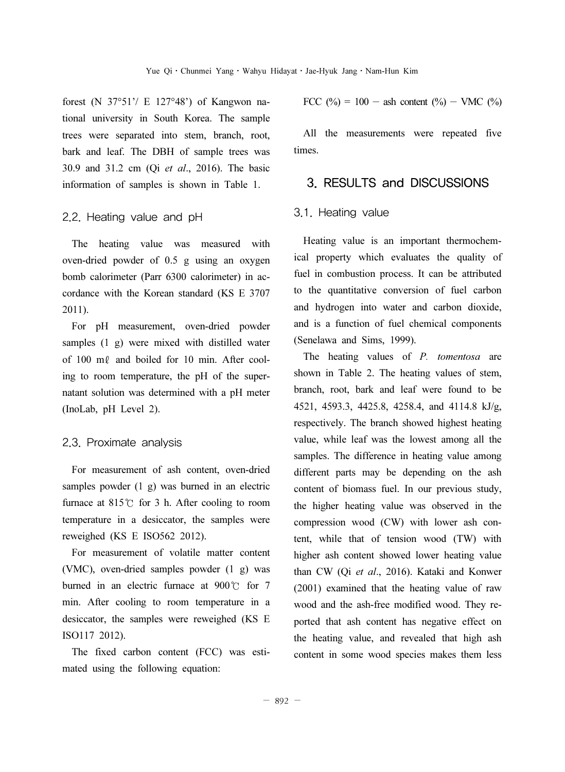forest (N 37°51'/ E 127°48') of Kangwon national university in South Korea. The sample trees were separated into stem, branch, root, bark and leaf. The DBH of sample trees was 30.9 and 31.2 cm (Qi *et al*., 2016). The basic information of samples is shown in Table 1.

### 2.2. Heating value and pH

The heating value was measured with oven-dried powder of 0.5 g using an oxygen bomb calorimeter (Parr 6300 calorimeter) in accordance with the Korean standard (KS E 3707 2011).

For pH measurement, oven-dried powder samples (1 g) were mixed with distilled water of 100 mℓ and boiled for 10 min. After cooling to room temperature, the pH of the supernatant solution was determined with a pH meter (InoLab, pH Level 2).

### 2.3. Proximate analysis

For measurement of ash content, oven-dried samples powder (1 g) was burned in an electric furnace at 815℃ for 3 h. After cooling to room temperature in a desiccator, the samples were reweighed (KS E ISO562 2012).

For measurement of volatile matter content (VMC), oven-dried samples powder (1 g) was burned in an electric furnace at 900℃ for 7 min. After cooling to room temperature in a desiccator, the samples were reweighed (KS E ISO117 2012).

The fixed carbon content (FCC) was estimated using the following equation:

$$\text{FCC (\%)} = 100 - \text{ash content (\%)} - \text{VMC (\%)}$$

All the measurements were repeated five times.

## 3. RESULTS and DISCUSSIONS

### 3.1. Heating value

Heating value is an important thermochemical property which evaluates the quality of fuel in combustion process. It can be attributed to the quantitative conversion of fuel carbon and hydrogen into water and carbon dioxide, and is a function of fuel chemical components (Senelawa and Sims, 1999).

The heating values of *P. tomentosa* are shown in Table 2. The heating values of stem, branch, root, bark and leaf were found to be 4521, 4593.3, 4425.8, 4258.4, and 4114.8 kJ/g, respectively. The branch showed highest heating value, while leaf was the lowest among all the samples. The difference in heating value among different parts may be depending on the ash content of biomass fuel. In our previous study, the higher heating value was observed in the compression wood (CW) with lower ash content, while that of tension wood (TW) with higher ash content showed lower heating value than CW (Qi *et al*., 2016). Kataki and Konwer (2001) examined that the heating value of raw wood and the ash-free modified wood. They reported that ash content has negative effect on the heating value, and revealed that high ash content in some wood species makes them less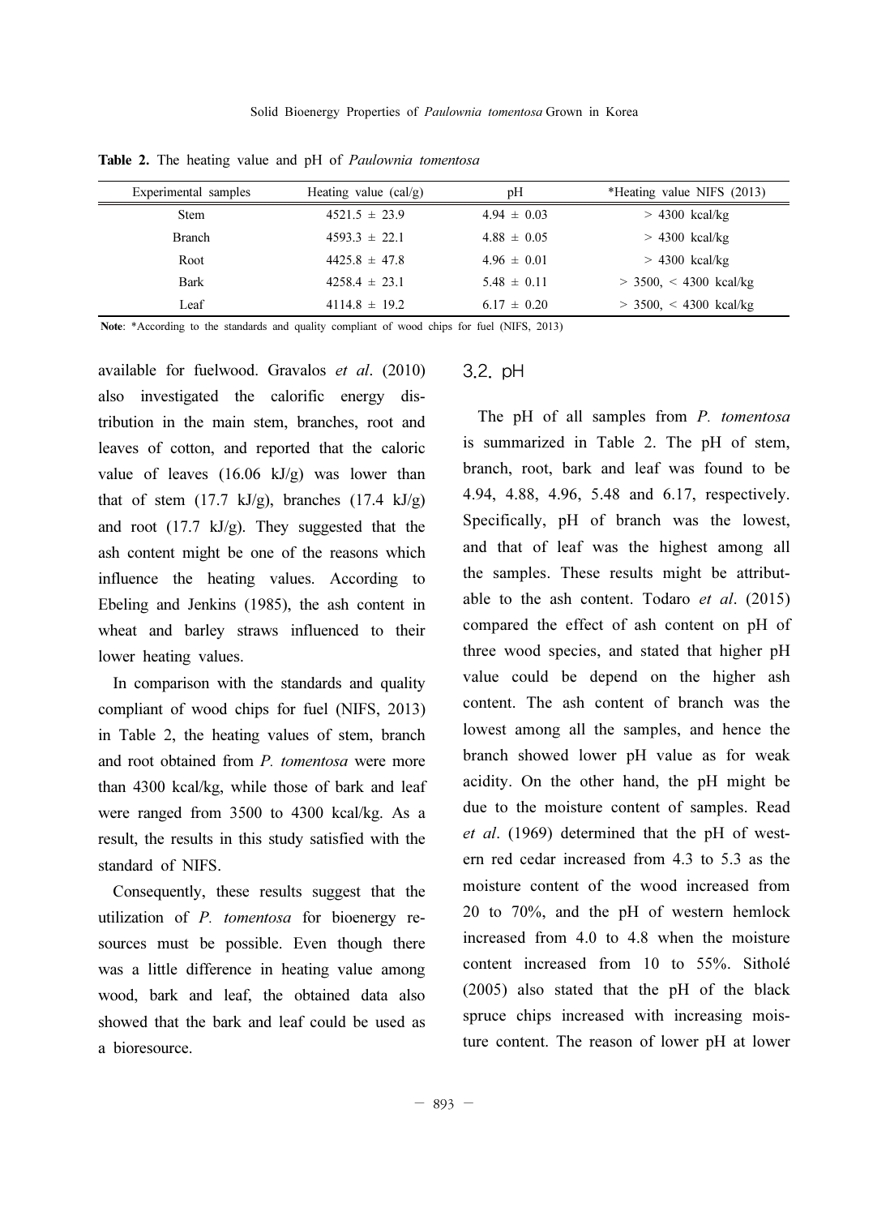**Table 2.** The heating value and pH of *Paulownia tomentosa*

| Experimental samples | Heating value (cal/g) | pH | *Heating value NIFS (2013) |
|---|---|---|---|
| Stem | 4521.5 ± 23.9 | 4.94 ± 0.03 | > 4300 kcal/kg |
| Branch | 4593.3 ± 22.1 | 4.88 ± 0.05 | > 4300 kcal/kg |
| Root | 4425.8 ± 47.8 | 4.96 ± 0.01 | > 4300 kcal/kg |
| Bark | 4258.4 ± 23.1 | 5.48 ± 0.11 | > 3500, < 4300 kcal/kg |
| Leaf | 4114.8 ± 19.2 | 6.17 ± 0.20 | > 3500, < 4300 kcal/kg |

**Note**: *According to the standards and quality compliant of wood chips for fuel (NIFS, 2013)

available for fuelwood. Gravalos *et al*. (2010) also investigated the calorific energy distribution in the main stem, branches, root and leaves of cotton, and reported that the caloric value of leaves (16.06 kJ/g) was lower than that of stem (17.7 kJ/g), branches (17.4 kJ/g) and root (17.7 kJ/g). They suggested that the ash content might be one of the reasons which influence the heating values. According to Ebeling and Jenkins (1985), the ash content in wheat and barley straws influenced to their lower heating values.

In comparison with the standards and quality compliant of wood chips for fuel (NIFS, 2013) in Table 2, the heating values of stem, branch and root obtained from *P. tomentosa* were more than 4300 kcal/kg, while those of bark and leaf were ranged from 3500 to 4300 kcal/kg. As a result, the results in this study satisfied with the standard of NIFS.

Consequently, these results suggest that the utilization of *P. tomentosa* for bioenergy resources must be possible. Even though there was a little difference in heating value among wood, bark and leaf, the obtained data also showed that the bark and leaf could be used as a bioresource.

### 3.2. pH

The pH of all samples from *P. tomentosa* is summarized in Table 2. The pH of stem, branch, root, bark and leaf was found to be 4.94, 4.88, 4.96, 5.48 and 6.17, respectively. Specifically, pH of branch was the lowest, and that of leaf was the highest among all the samples. These results might be attributable to the ash content. Todaro *et al*. (2015) compared the effect of ash content on pH of three wood species, and stated that higher pH value could be depend on the higher ash content. The ash content of branch was the lowest among all the samples, and hence the branch showed lower pH value as for weak acidity. On the other hand, the pH might be due to the moisture content of samples. Read *et al*. (1969) determined that the pH of western red cedar increased from 4.3 to 5.3 as the moisture content of the wood increased from 20 to 70%, and the pH of western hemlock increased from 4.0 to 4.8 when the moisture content increased from 10 to 55%. Sitholé (2005) also stated that the pH of the black spruce chips increased with increasing moisture content. The reason of lower pH at lower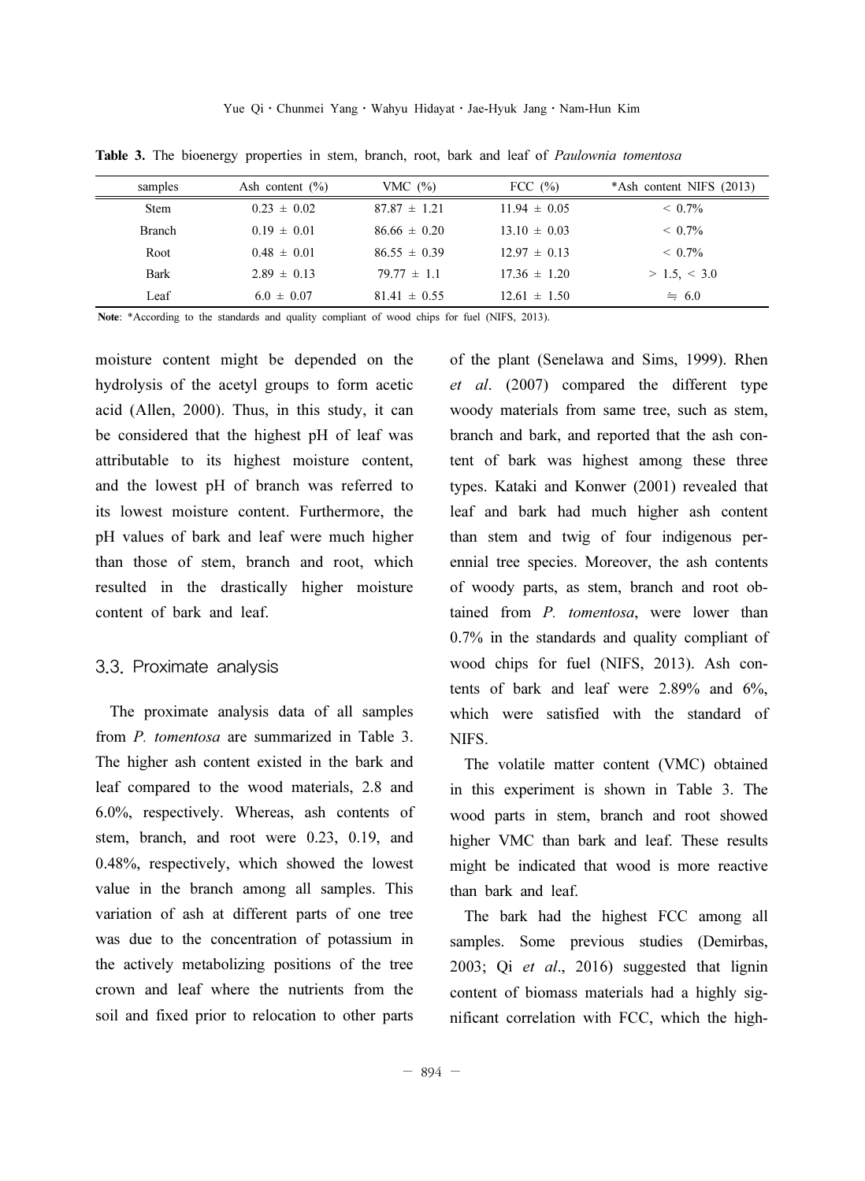**Table 3.** The bioenergy properties in stem, branch, root, bark and leaf of *Paulownia tomentosa*

| samples | Ash content (%) | VMC (%) | FCC (%) | *Ash content NIFS (2013) |
|---|---|---|---|---|
| Stem | 0.23 ± 0.02 | 87.87 ± 1.21 | 11.94 ± 0.05 | < 0.7% |
| Branch | 0.19 ± 0.01 | 86.66 ± 0.20 | 13.10 ± 0.03 | < 0.7% |
| Root | 0.48 ± 0.01 | 86.55 ± 0.39 | 12.97 ± 0.13 | < 0.7% |
| Bark | 2.89 ± 0.13 | 79.77 ± 1.1 | 17.36 ± 1.20 | > 1.5, < 3.0 |
| Leaf | 6.0 ± 0.07 | 81.41 ± 0.55 | 12.61 ± 1.50 | ≒ 6.0 |

**Note**: *According to the standards and quality compliant of wood chips for fuel (NIFS, 2013).

moisture content might be depended on the hydrolysis of the acetyl groups to form acetic acid (Allen, 2000). Thus, in this study, it can be considered that the highest pH of leaf was attributable to its highest moisture content, and the lowest pH of branch was referred to its lowest moisture content. Furthermore, the pH values of bark and leaf were much higher than those of stem, branch and root, which resulted in the drastically higher moisture content of bark and leaf.

## 3.3. Proximate analysis

The proximate analysis data of all samples from *P. tomentosa* are summarized in Table 3. The higher ash content existed in the bark and leaf compared to the wood materials, 2.8 and 6.0%, respectively. Whereas, ash contents of stem, branch, and root were 0.23, 0.19, and 0.48%, respectively, which showed the lowest value in the branch among all samples. This variation of ash at different parts of one tree was due to the concentration of potassium in the actively metabolizing positions of the tree crown and leaf where the nutrients from the soil and fixed prior to relocation to other parts of the plant (Senelawa and Sims, 1999). Rhen *et al*. (2007) compared the different type woody materials from same tree, such as stem, branch and bark, and reported that the ash content of bark was highest among these three types. Kataki and Konwer (2001) revealed that leaf and bark had much higher ash content than stem and twig of four indigenous perennial tree species. Moreover, the ash contents of woody parts, as stem, branch and root obtained from *P. tomentosa*, were lower than 0.7% in the standards and quality compliant of wood chips for fuel (NIFS, 2013). Ash contents of bark and leaf were 2.89% and 6%, which were satisfied with the standard of NIFS.

The volatile matter content (VMC) obtained in this experiment is shown in Table 3. The wood parts in stem, branch and root showed higher VMC than bark and leaf. These results might be indicated that wood is more reactive than bark and leaf.

The bark had the highest FCC among all samples. Some previous studies (Demirbas, 2003; Qi *et al*., 2016) suggested that lignin content of biomass materials had a highly significant correlation with FCC, which the high-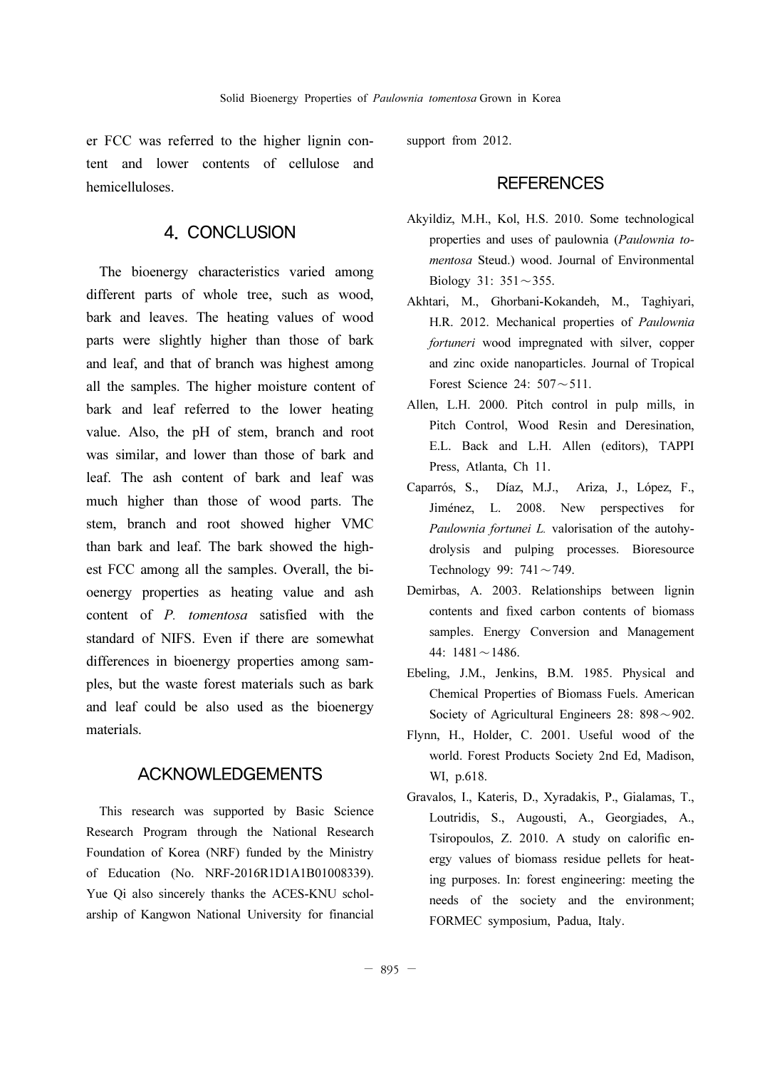er FCC was referred to the higher lignin content and lower contents of cellulose and hemicelluloses.

## 4. CONCLUSION

The bioenergy characteristics varied among different parts of whole tree, such as wood, bark and leaves. The heating values of wood parts were slightly higher than those of bark and leaf, and that of branch was highest among all the samples. The higher moisture content of bark and leaf referred to the lower heating value. Also, the pH of stem, branch and root was similar, and lower than those of bark and leaf. The ash content of bark and leaf was much higher than those of wood parts. The stem, branch and root showed higher VMC than bark and leaf. The bark showed the highest FCC among all the samples. Overall, the bioenergy properties as heating value and ash content of *P. tomentosa* satisfied with the standard of NIFS. Even if there are somewhat differences in bioenergy properties among samples, but the waste forest materials such as bark and leaf could be also used as the bioenergy materials.

## ACKNOWLEDGEMENTS

This research was supported by Basic Science Research Program through the National Research Foundation of Korea (NRF) funded by the Ministry of Education (No. NRF-2016R1D1A1B01008339). Yue Qi also sincerely thanks the ACES-KNU scholarship of Kangwon National University for financial support from 2012.

## REFERENCES

Akyildiz, M.H., Kol, H.S. 2010. Some technological properties and uses of paulownia (*Paulownia tomentosa* Steud.) wood. Journal of Environmental Biology 31: 351～355.

Akhtari, M., Ghorbani-Kokandeh, M., Taghiyari, H.R. 2012. Mechanical properties of *Paulownia fortuneri* wood impregnated with silver, copper and zinc oxide nanoparticles. Journal of Tropical Forest Science 24: 507～511.

Allen, L.H. 2000. Pitch control in pulp mills, in Pitch Control, Wood Resin and Deresination, E.L. Back and L.H. Allen (editors), TAPPI Press, Atlanta, Ch 11.

Caparrós, S., Díaz, M.J., Ariza, J., López, F., Jiménez, L. 2008. New perspectives for *Paulownia fortunei L.* valorisation of the autohydrolysis and pulping processes. Bioresource Technology 99: 741～749.

Demirbas, A. 2003. Relationships between lignin contents and fixed carbon contents of biomass samples. Energy Conversion and Management 44: 1481～1486.

Ebeling, J.M., Jenkins, B.M. 1985. Physical and Chemical Properties of Biomass Fuels. American Society of Agricultural Engineers 28: 898～902.

Flynn, H., Holder, C. 2001. Useful wood of the world. Forest Products Society 2nd Ed, Madison, WI, p.618.

Gravalos, I., Kateris, D., Xyradakis, P., Gialamas, T., Loutridis, S., Augousti, A., Georgiades, A., Tsiropoulos, Z. 2010. A study on calorific energy values of biomass residue pellets for heating purposes. In: forest engineering: meeting the needs of the society and the environment; FORMEC symposium, Padua, Italy.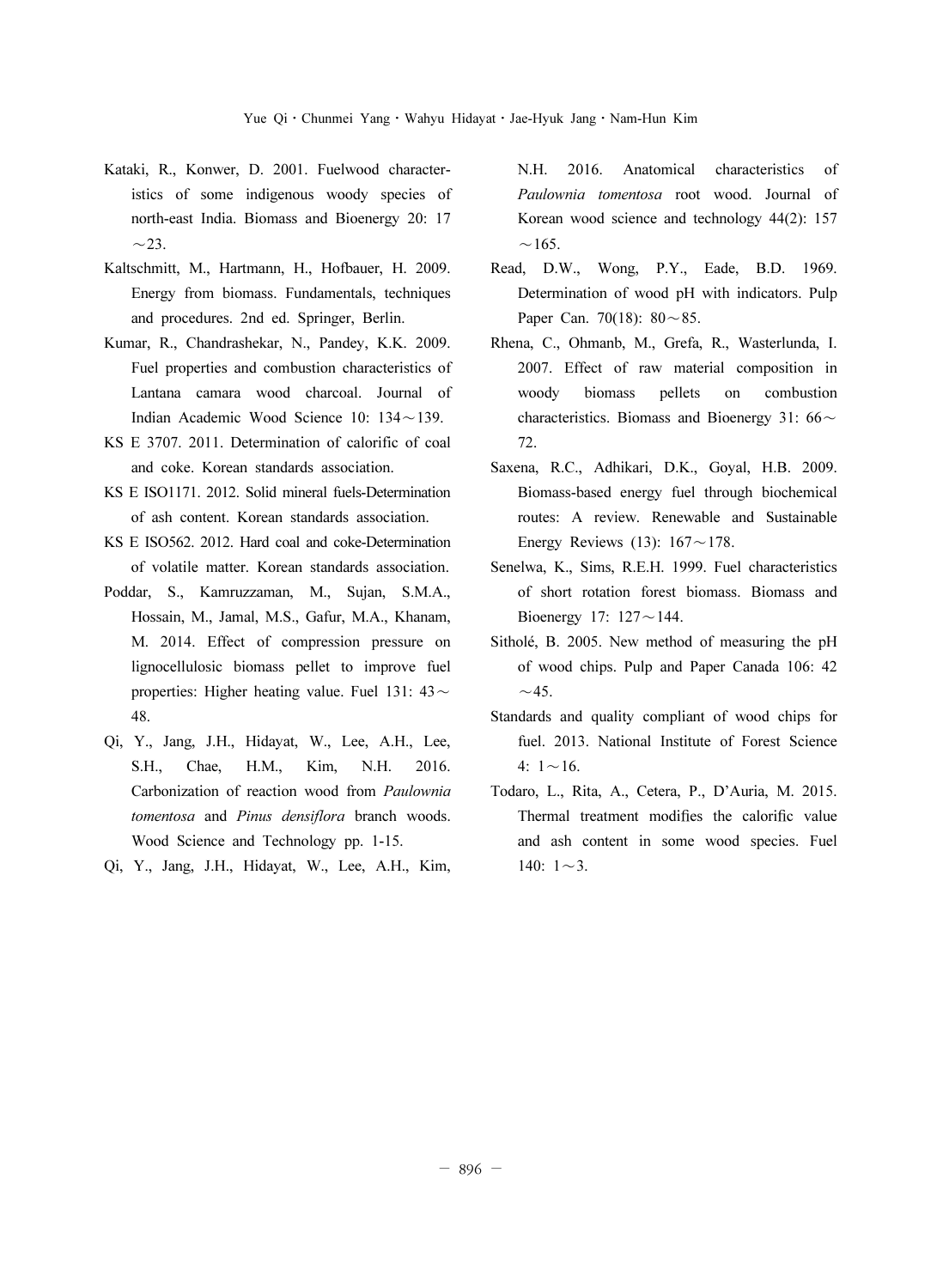Kataki, R., Konwer, D. 2001. Fuelwood characteristics of some indigenous woody species of north-east India. Biomass and Bioenergy 20: 17～23.

Kaltschmitt, M., Hartmann, H., Hofbauer, H. 2009. Energy from biomass. Fundamentals, techniques and procedures. 2nd ed. Springer, Berlin.

Kumar, R., Chandrashekar, N., Pandey, K.K. 2009. Fuel properties and combustion characteristics of Lantana camara wood charcoal. Journal of Indian Academic Wood Science 10: 134～139.

KS E 3707. 2011. Determination of calorific of coal and coke. Korean standards association.

KS E ISO1171. 2012. Solid mineral fuels-Determination of ash content. Korean standards association.

KS E ISO562. 2012. Hard coal and coke-Determination of volatile matter. Korean standards association.

Poddar, S., Kamruzzaman, M., Sujan, S.M.A., Hossain, M., Jamal, M.S., Gafur, M.A., Khanam, M. 2014. Effect of compression pressure on lignocellulosic biomass pellet to improve fuel properties: Higher heating value. Fuel 131: 43～48.

Qi, Y., Jang, J.H., Hidayat, W., Lee, A.H., Lee, S.H., Chae, H.M., Kim, N.H. 2016. Carbonization of reaction wood from *Paulownia tomentosa* and *Pinus densiflora* branch woods. Wood Science and Technology pp. 1-15.

Qi, Y., Jang, J.H., Hidayat, W., Lee, A.H., Kim, N.H. 2016. Anatomical characteristics of *Paulownia tomentosa* root wood. Journal of Korean wood science and technology 44(2): 157～165.

Read, D.W., Wong, P.Y., Eade, B.D. 1969. Determination of wood pH with indicators. Pulp Paper Can. 70(18): 80～85.

Rhena, C., Ohmanb, M., Grefa, R., Wasterlunda, I. 2007. Effect of raw material composition in woody biomass pellets on combustion characteristics. Biomass and Bioenergy 31: 66～72.

Saxena, R.C., Adhikari, D.K., Goyal, H.B. 2009. Biomass-based energy fuel through biochemical routes: A review. Renewable and Sustainable Energy Reviews (13): 167～178.

Senelwa, K., Sims, R.E.H. 1999. Fuel characteristics of short rotation forest biomass. Biomass and Bioenergy 17: 127～144.

Sitholé, B. 2005. New method of measuring the pH of wood chips. Pulp and Paper Canada 106: 42～45.

Standards and quality compliant of wood chips for fuel. 2013. National Institute of Forest Science 4: 1～16.

Todaro, L., Rita, A., Cetera, P., D'Auria, M. 2015. Thermal treatment modifies the calorific value and ash content in some wood species. Fuel 140: 1～3.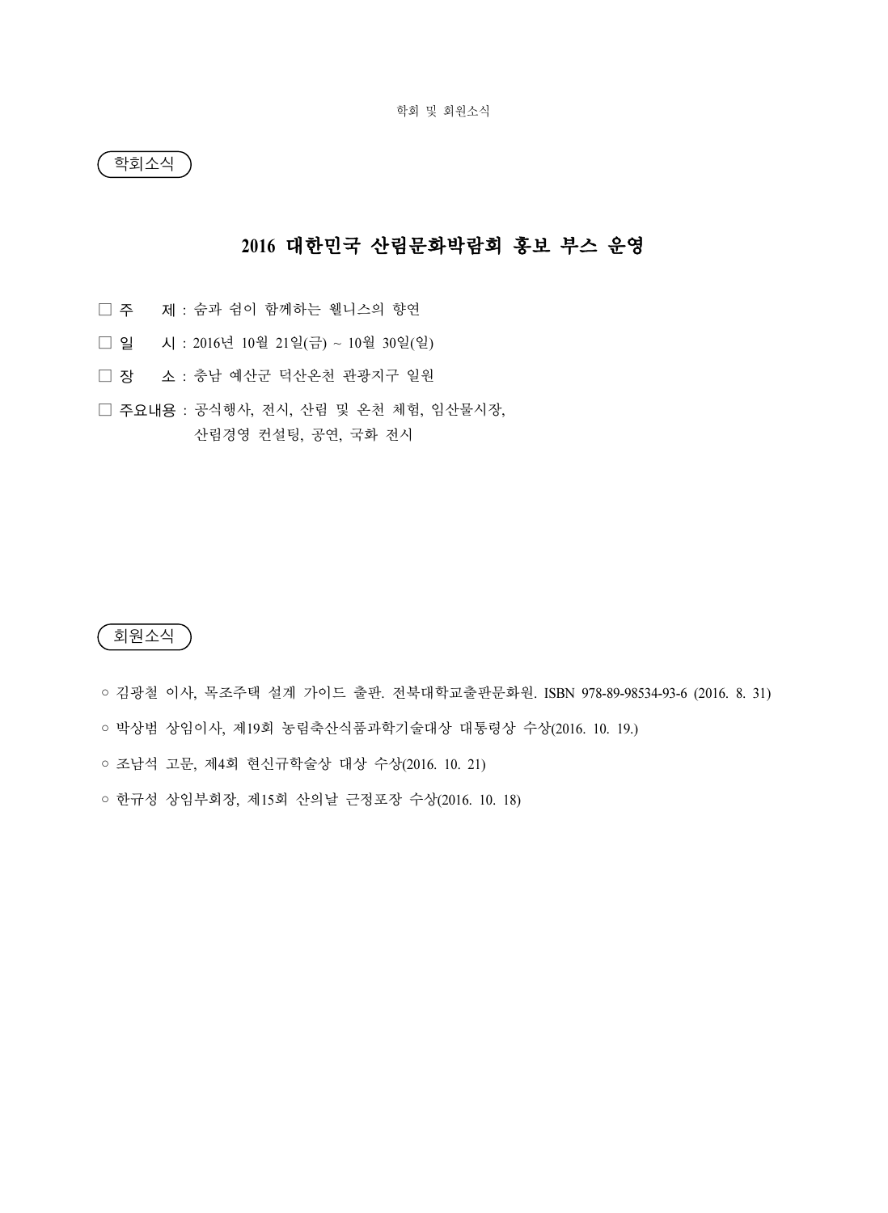## 학회소식

# 2016 대한민국 산림문화박람회 홍보 부스 운영

□ 주　　제 : 숨과 쉼이 함께하는 웰니스의 향연

□ 일　　시 : 2016년 10월 21일(금) ~ 10월 30일(일)

□ 장　　소 : 충남 예산군 덕산온천 관광지구 일원

□ 주요내용 : 공식행사, 전시, 산림 및 온천 체험, 임산물시장,
　　　　　　산림경영 컨설팅, 공연, 국화 전시

## 회원소식

○ 김광철 이사, 목조주택 설계 가이드 출판. 전북대학교출판문화원. ISBN 978-89-98534-93-6 (2016. 8. 31)

○ 박상범 상임이사, 제19회 농림축산식품과학기술대상 대통령상 수상(2016. 10. 19.)

○ 조남석 고문, 제4회 현신규학술상 대상 수상(2016. 10. 21)

○ 한규성 상임부회장, 제15회 산의날 근정포장 수상(2016. 10. 18)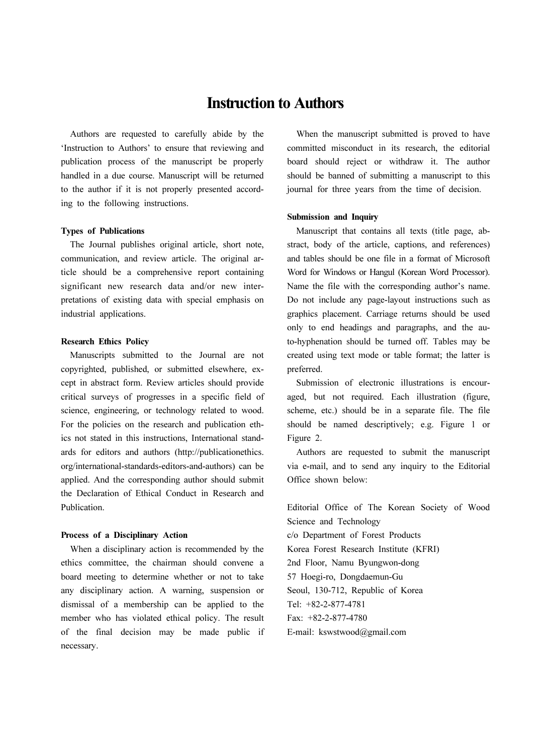# Instruction to Authors

Authors are requested to carefully abide by the 'Instruction to Authors' to ensure that reviewing and publication process of the manuscript be properly handled in a due course. Manuscript will be returned to the author if it is not properly presented according to the following instructions.

**Types of Publications**

The Journal publishes original article, short note, communication, and review article. The original article should be a comprehensive report containing significant new research data and/or new interpretations of existing data with special emphasis on industrial applications.

**Research Ethics Policy**

Manuscripts submitted to the Journal are not copyrighted, published, or submitted elsewhere, except in abstract form. Review articles should provide critical surveys of progresses in a specific field of science, engineering, or technology related to wood. For the policies on the research and publication ethics not stated in this instructions, International standards for editors and authors (http://publicationethics.org/international-standards-editors-and-authors) can be applied. And the corresponding author should submit the Declaration of Ethical Conduct in Research and Publication.

**Process of a Disciplinary Action**

When a disciplinary action is recommended by the ethics committee, the chairman should convene a board meeting to determine whether or not to take any disciplinary action. A warning, suspension or dismissal of a membership can be applied to the member who has violated ethical policy. The result of the final decision may be made public if necessary.

When the manuscript submitted is proved to have committed misconduct in its research, the editorial board should reject or withdraw it. The author should be banned of submitting a manuscript to this journal for three years from the time of decision.

**Submission and Inquiry**

Manuscript that contains all texts (title page, abstract, body of the article, captions, and references) and tables should be one file in a format of Microsoft Word for Windows or Hangul (Korean Word Processor). Name the file with the corresponding author's name. Do not include any page-layout instructions such as graphics placement. Carriage returns should be used only to end headings and paragraphs, and the auto-hyphenation should be turned off. Tables may be created using text mode or table format; the latter is preferred.

Submission of electronic illustrations is encouraged, but not required. Each illustration (figure, scheme, etc.) should be in a separate file. The file should be named descriptively; e.g. Figure 1 or Figure 2.

Authors are requested to submit the manuscript via e-mail, and to send any inquiry to the Editorial Office shown below:

Editorial Office of The Korean Society of Wood Science and Technology  
c/o Department of Forest Products  
Korea Forest Research Institute (KFRI)  
2nd Floor, Namu Byungwon-dong  
57 Hoegi-ro, Dongdaemun-Gu  
Seoul, 130-712, Republic of Korea  
Tel: +82-2-877-4781  
Fax: +82-2-877-4780  
E-mail: kswstwood@gmail.com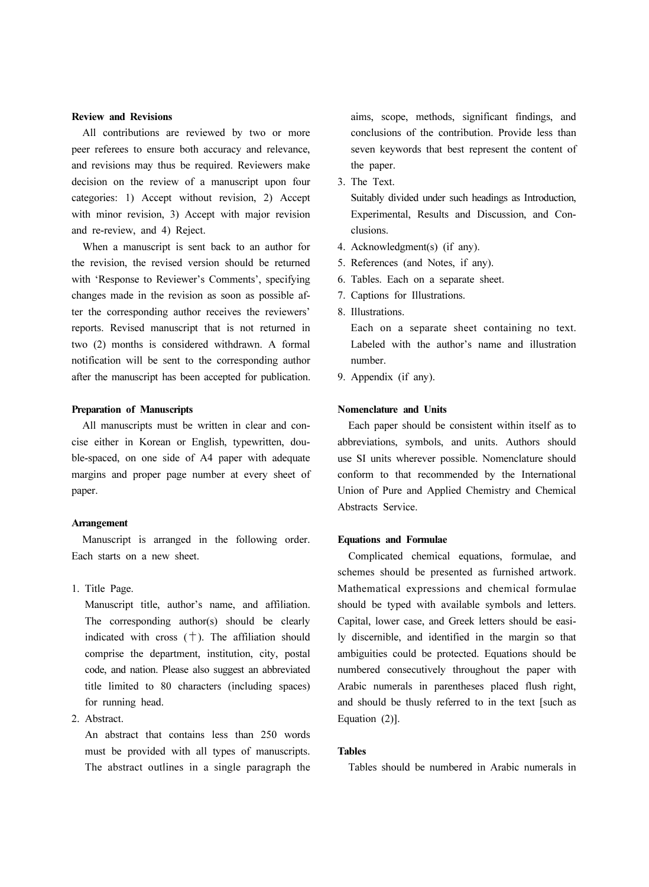**Review and Revisions**

All contributions are reviewed by two or more peer referees to ensure both accuracy and relevance, and revisions may thus be required. Reviewers make decision on the review of a manuscript upon four categories: 1) Accept without revision, 2) Accept with minor revision, 3) Accept with major revision and re-review, and 4) Reject.

When a manuscript is sent back to an author for the revision, the revised version should be returned with 'Response to Reviewer's Comments', specifying changes made in the revision as soon as possible after the corresponding author receives the reviewers' reports. Revised manuscript that is not returned in two (2) months is considered withdrawn. A formal notification will be sent to the corresponding author after the manuscript has been accepted for publication.

**Preparation of Manuscripts**

All manuscripts must be written in clear and concise either in Korean or English, typewritten, double-spaced, on one side of A4 paper with adequate margins and proper page number at every sheet of paper.

**Arrangement**

Manuscript is arranged in the following order. Each starts on a new sheet.

1. Title Page.
   Manuscript title, author's name, and affiliation. The corresponding author(s) should be clearly indicated with cross (†). The affiliation should comprise the department, institution, city, postal code, and nation. Please also suggest an abbreviated title limited to 80 characters (including spaces) for running head.
2. Abstract.
   An abstract that contains less than 250 words must be provided with all types of manuscripts. The abstract outlines in a single paragraph the aims, scope, methods, significant findings, and conclusions of the contribution. Provide less than seven keywords that best represent the content of the paper.
3. The Text.
   Suitably divided under such headings as Introduction, Experimental, Results and Discussion, and Conclusions.
4. Acknowledgment(s) (if any).
5. References (and Notes, if any).
6. Tables. Each on a separate sheet.
7. Captions for Illustrations.
8. Illustrations.
   Each on a separate sheet containing no text. Labeled with the author's name and illustration number.
9. Appendix (if any).

**Nomenclature and Units**

Each paper should be consistent within itself as to abbreviations, symbols, and units. Authors should use SI units wherever possible. Nomenclature should conform to that recommended by the International Union of Pure and Applied Chemistry and Chemical Abstracts Service.

**Equations and Formulae**

Complicated chemical equations, formulae, and schemes should be presented as furnished artwork. Mathematical expressions and chemical formulae should be typed with available symbols and letters. Capital, lower case, and Greek letters should be easily discernible, and identified in the margin so that ambiguities could be protected. Equations should be numbered consecutively throughout the paper with Arabic numerals in parentheses placed flush right, and should be thusly referred to in the text [such as Equation (2)].

**Tables**

Tables should be numbered in Arabic numerals in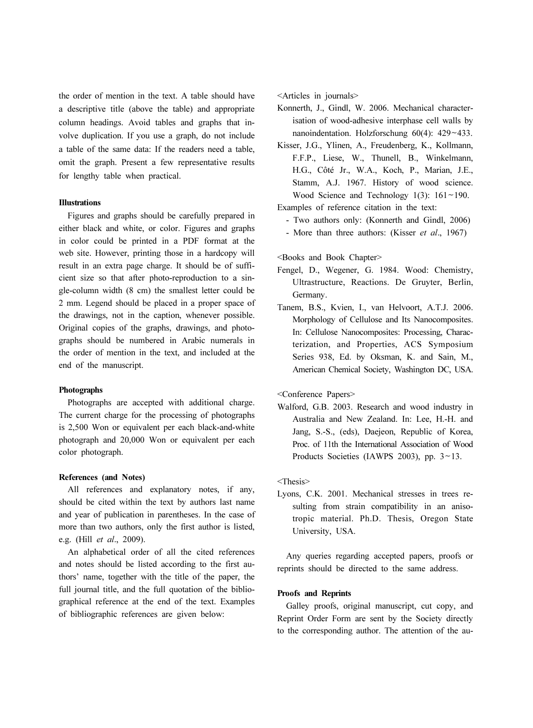the order of mention in the text. A table should have a descriptive title (above the table) and appropriate column headings. Avoid tables and graphs that involve duplication. If you use a graph, do not include a table of the same data: If the readers need a table, omit the graph. Present a few representative results for lengthy table when practical.

#### Illustrations

Figures and graphs should be carefully prepared in either black and white, or color. Figures and graphs in color could be printed in a PDF format at the web site. However, printing those in a hardcopy will result in an extra page charge. It should be of sufficient size so that after photo-reproduction to a single-column width (8 cm) the smallest letter could be 2 mm. Legend should be placed in a proper space of the drawings, not in the caption, whenever possible. Original copies of the graphs, drawings, and photographs should be numbered in Arabic numerals in the order of mention in the text, and included at the end of the manuscript.

#### Photographs

Photographs are accepted with additional charge. The current charge for the processing of photographs is 2,500 Won or equivalent per each black-and-white photograph and 20,000 Won or equivalent per each color photograph.

#### References (and Notes)

All references and explanatory notes, if any, should be cited within the text by authors last name and year of publication in parentheses. In the case of more than two authors, only the first author is listed, e.g. (Hill *et al*., 2009).

An alphabetical order of all the cited references and notes should be listed according to the first authors' name, together with the title of the paper, the full journal title, and the full quotation of the bibliographical reference at the end of the text. Examples of bibliographic references are given below:

<Articles in journals>

Konnerth, J., Gindl, W. 2006. Mechanical characterisation of wood-adhesive interphase cell walls by nanoindentation. Holzforschung 60(4): 429~433.

Kisser, J.G., Ylinen, A., Freudenberg, K., Kollmann, F.F.P., Liese, W., Thunell, B., Winkelmann, H.G., Côté Jr., W.A., Koch, P., Marian, J.E., Stamm, A.J. 1967. History of wood science. Wood Science and Technology 1(3): 161~190.

Examples of reference citation in the text:

- Two authors only: (Konnerth and Gindl, 2006)
- More than three authors: (Kisser *et al*., 1967)

<Books and Book Chapter>

Fengel, D., Wegener, G. 1984. Wood: Chemistry, Ultrastructure, Reactions. De Gruyter, Berlin, Germany.

Tanem, B.S., Kvien, I., van Helvoort, A.T.J. 2006. Morphology of Cellulose and Its Nanocomposites. In: Cellulose Nanocomposites: Processing, Characterization, and Properties, ACS Symposium Series 938, Ed. by Oksman, K. and Sain, M., American Chemical Society, Washington DC, USA.

<Conference Papers>

Walford, G.B. 2003. Research and wood industry in Australia and New Zealand. In: Lee, H.-H. and Jang, S.-S., (eds), Daejeon, Republic of Korea, Proc. of 11th the International Association of Wood Products Societies (IAWPS 2003), pp. 3~13.

<Thesis>

Lyons, C.K. 2001. Mechanical stresses in trees resulting from strain compatibility in an anisotropic material. Ph.D. Thesis, Oregon State University, USA.

Any queries regarding accepted papers, proofs or reprints should be directed to the same address.

#### Proofs and Reprints

Galley proofs, original manuscript, cut copy, and Reprint Order Form are sent by the Society directly to the corresponding author. The attention of the au-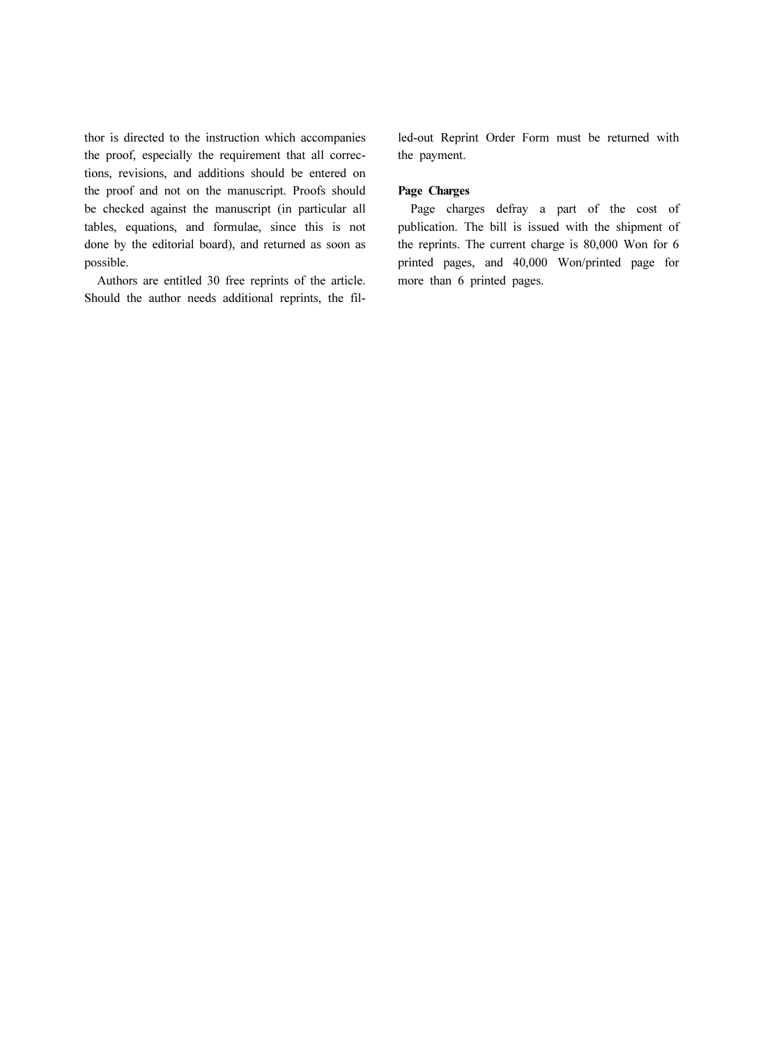thor is directed to the instruction which accompanies the proof, especially the requirement that all corrections, revisions, and additions should be entered on the proof and not on the manuscript. Proofs should be checked against the manuscript (in particular all tables, equations, and formulae, since this is not done by the editorial board), and returned as soon as possible.

Authors are entitled 30 free reprints of the article. Should the author needs additional reprints, the filled-out Reprint Order Form must be returned with the payment.

**Page Charges**

Page charges defray a part of the cost of publication. The bill is issued with the shipment of the reprints. The current charge is 80,000 Won for 6 printed pages, and 40,000 Won/printed page for more than 6 printed pages.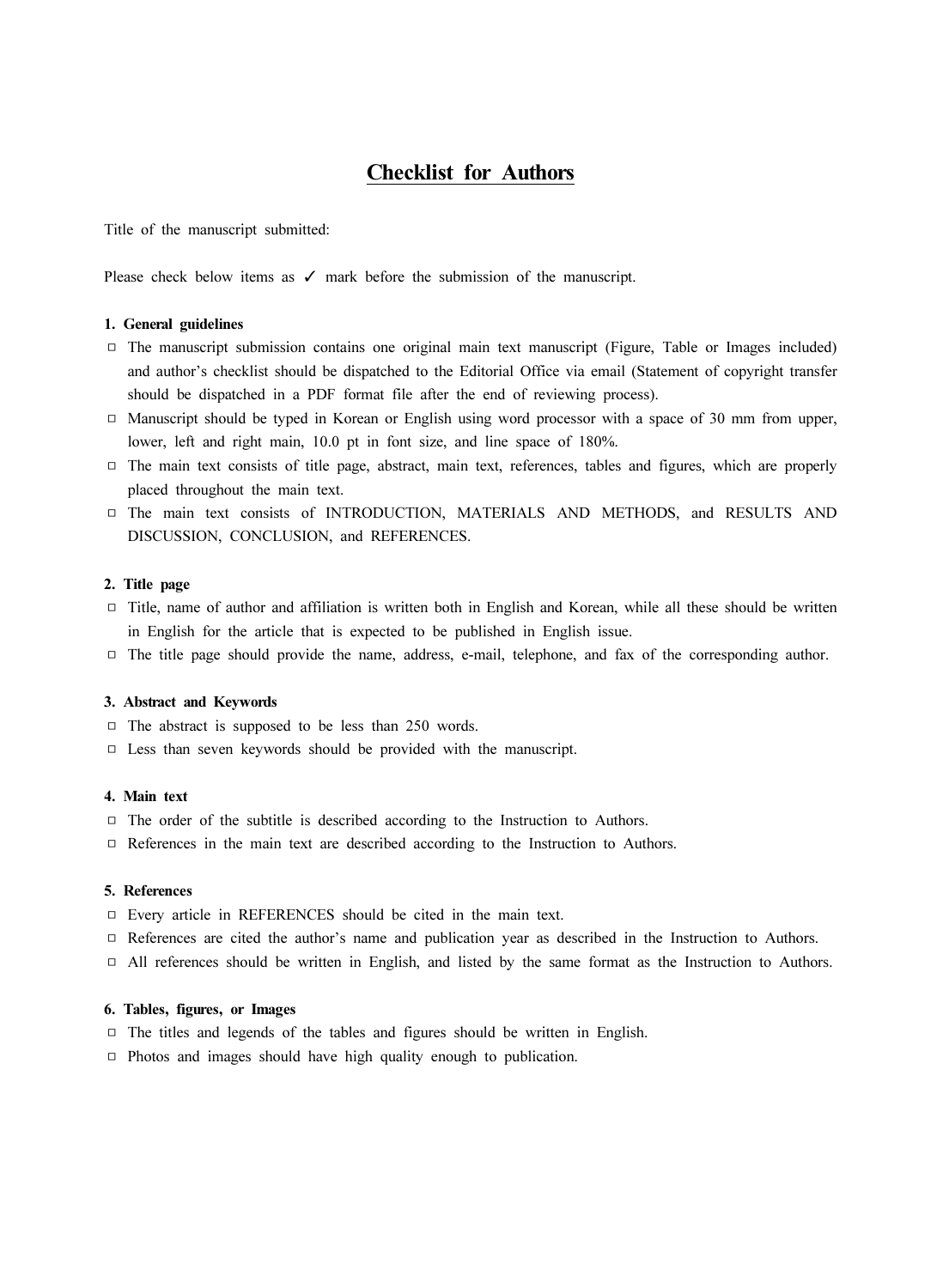# Checklist for Authors

Title of the manuscript submitted:

Please check below items as ✓ mark before the submission of the manuscript.

**1. General guidelines**

- □ The manuscript submission contains one original main text manuscript (Figure, Table or Images included) and author's checklist should be dispatched to the Editorial Office via email (Statement of copyright transfer should be dispatched in a PDF format file after the end of reviewing process).
- □ Manuscript should be typed in Korean or English using word processor with a space of 30 mm from upper, lower, left and right main, 10.0 pt in font size, and line space of 180%.
- □ The main text consists of title page, abstract, main text, references, tables and figures, which are properly placed throughout the main text.
- □ The main text consists of INTRODUCTION, MATERIALS AND METHODS, and RESULTS AND DISCUSSION, CONCLUSION, and REFERENCES.

**2. Title page**

- □ Title, name of author and affiliation is written both in English and Korean, while all these should be written in English for the article that is expected to be published in English issue.
- □ The title page should provide the name, address, e-mail, telephone, and fax of the corresponding author.

**3. Abstract and Keywords**

- □ The abstract is supposed to be less than 250 words.
- □ Less than seven keywords should be provided with the manuscript.

**4. Main text**

- □ The order of the subtitle is described according to the Instruction to Authors.
- □ References in the main text are described according to the Instruction to Authors.

**5. References**

- □ Every article in REFERENCES should be cited in the main text.
- □ References are cited the author's name and publication year as described in the Instruction to Authors.
- □ All references should be written in English, and listed by the same format as the Instruction to Authors.

**6. Tables, figures, or Images**

- □ The titles and legends of the tables and figures should be written in English.
- □ Photos and images should have high quality enough to publication.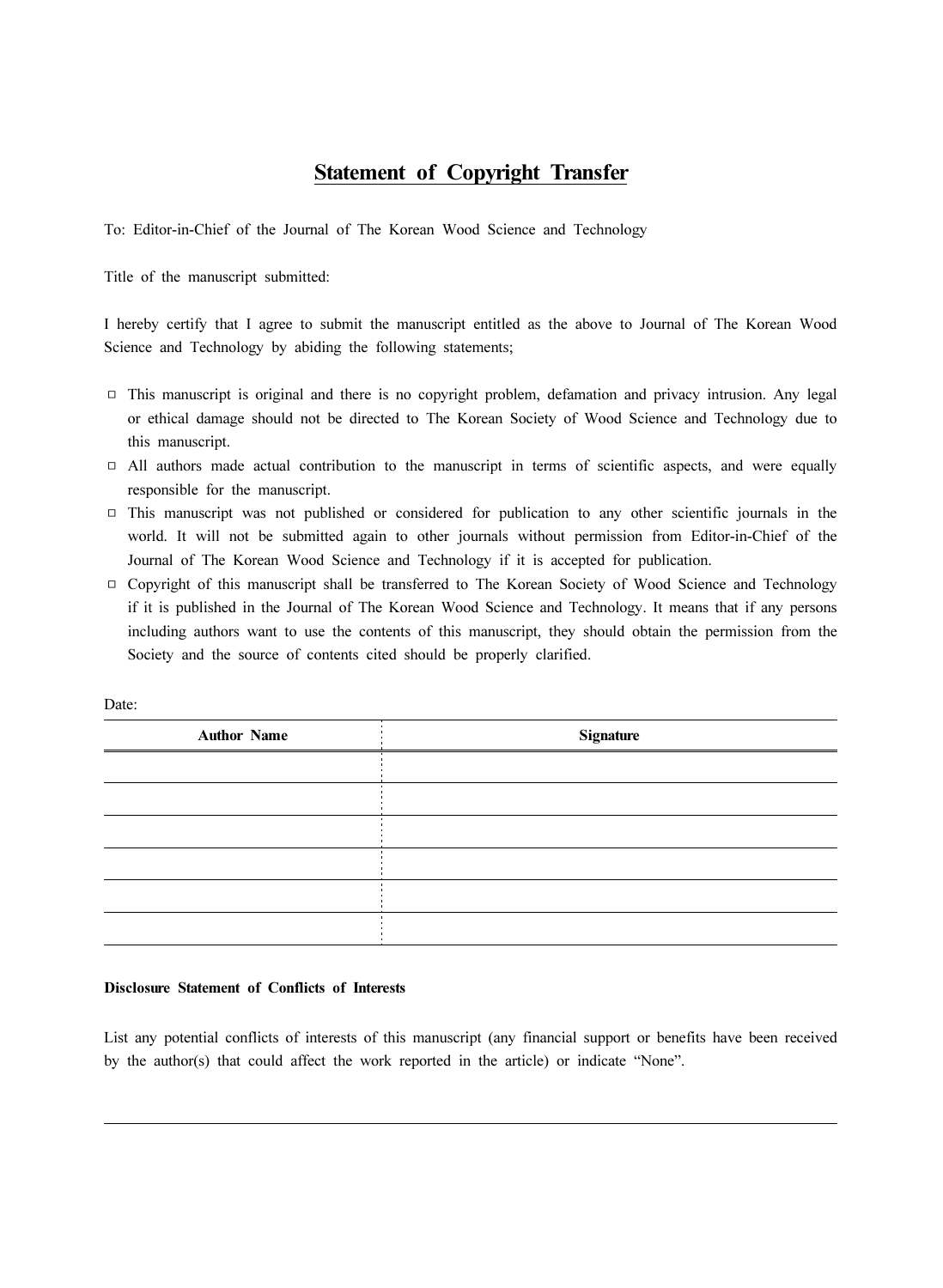# Statement of Copyright Transfer

To: Editor-in-Chief of the Journal of The Korean Wood Science and Technology

Title of the manuscript submitted:

I hereby certify that I agree to submit the manuscript entitled as the above to Journal of The Korean Wood Science and Technology by abiding the following statements;

- □ This manuscript is original and there is no copyright problem, defamation and privacy intrusion. Any legal or ethical damage should not be directed to The Korean Society of Wood Science and Technology due to this manuscript.
- □ All authors made actual contribution to the manuscript in terms of scientific aspects, and were equally responsible for the manuscript.
- □ This manuscript was not published or considered for publication to any other scientific journals in the world. It will not be submitted again to other journals without permission from Editor-in-Chief of the Journal of The Korean Wood Science and Technology if it is accepted for publication.
- □ Copyright of this manuscript shall be transferred to The Korean Society of Wood Science and Technology if it is published in the Journal of The Korean Wood Science and Technology. It means that if any persons including authors want to use the contents of this manuscript, they should obtain the permission from the Society and the source of contents cited should be properly clarified.

Date:

| Author Name | Signature |
| --- | --- |
| | |
| | |
| | |
| | |
| | |
| | |

**Disclosure Statement of Conflicts of Interests**

List any potential conflicts of interests of this manuscript (any financial support or benefits have been received by the author(s) that could affect the work reported in the article) or indicate “None”.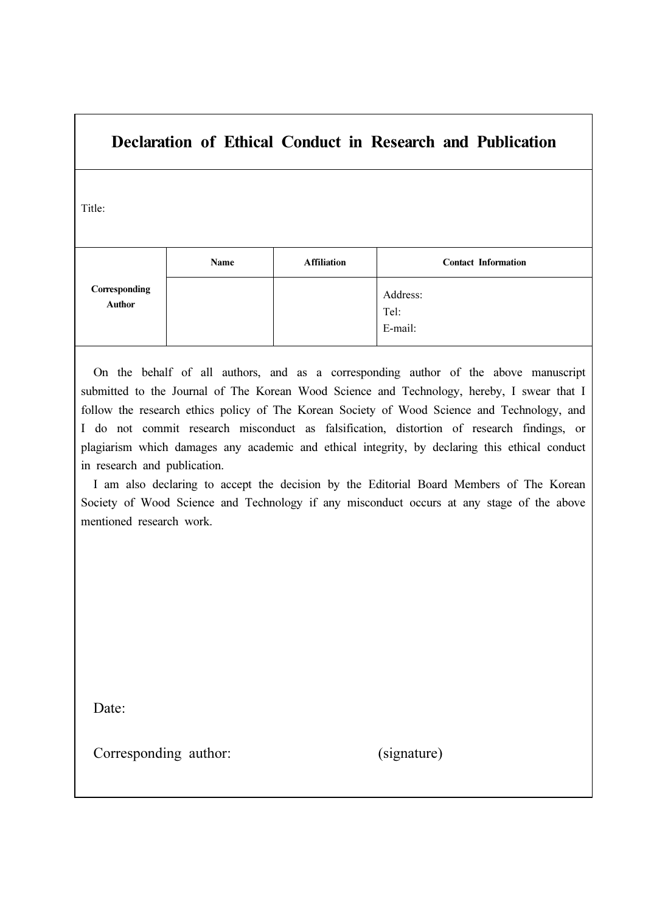# Declaration of Ethical Conduct in Research and Publication

Title:

| | Name | Affiliation | Contact Information |
|---|---|---|---|
| Corresponding Author | | | Address:<br>Tel:<br>E-mail: |

On the behalf of all authors, and as a corresponding author of the above manuscript submitted to the Journal of The Korean Wood Science and Technology, hereby, I swear that I follow the research ethics policy of The Korean Society of Wood Science and Technology, and I do not commit research misconduct as falsification, distortion of research findings, or plagiarism which damages any academic and ethical integrity, by declaring this ethical conduct in research and publication.

I am also declaring to accept the decision by the Editorial Board Members of The Korean Society of Wood Science and Technology if any misconduct occurs at any stage of the above mentioned research work.

Date:

Corresponding author: (signature)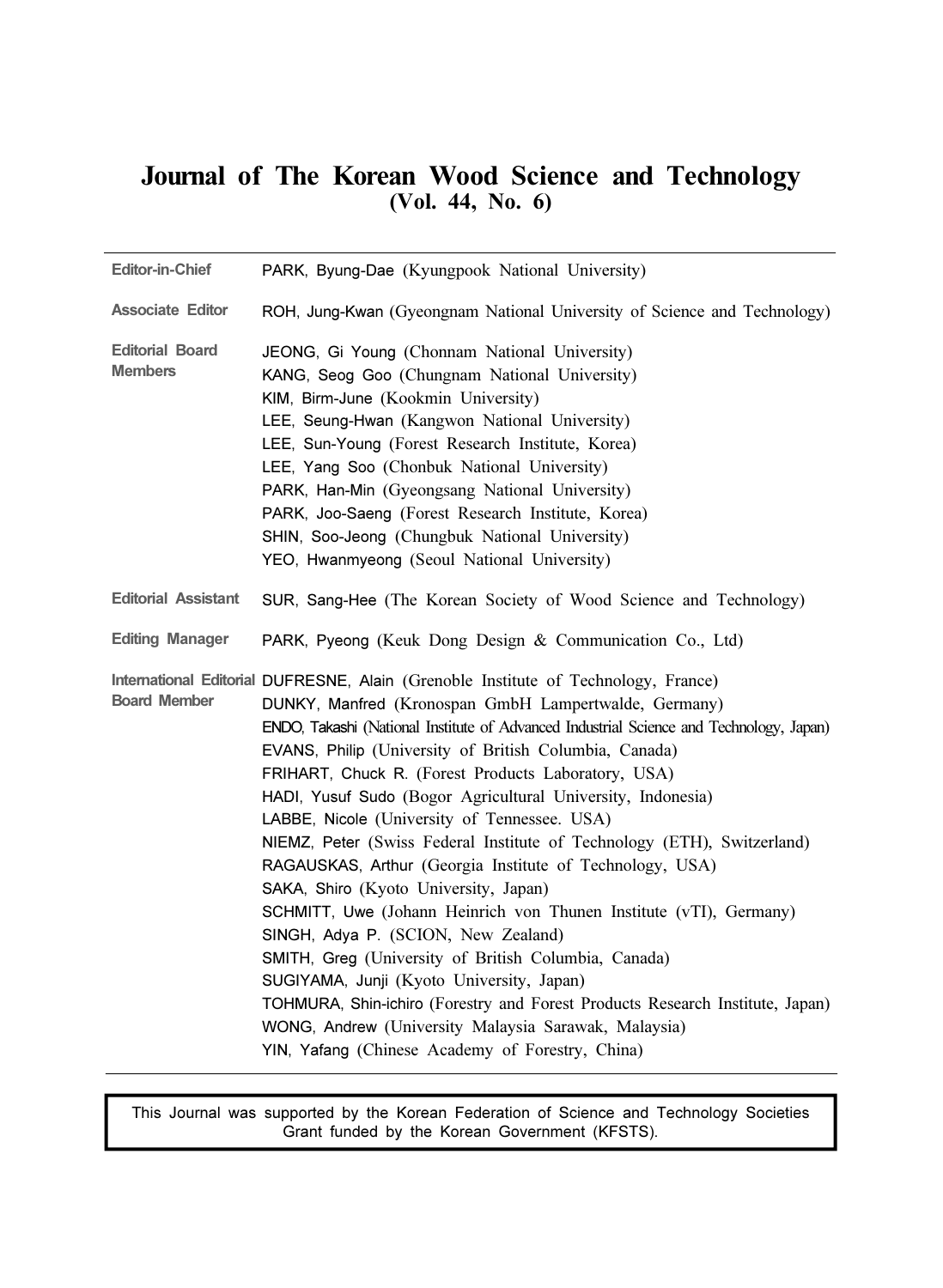# Journal of The Korean Wood Science and Technology
## (Vol. 44, No. 6)

| | |
|---|---|
| **Editor-in-Chief** | PARK, Byung-Dae (Kyungpook National University) |
| **Associate Editor** | ROH, Jung-Kwan (Gyeongnam National University of Science and Technology) |
| **Editorial Board Members** | JEONG, Gi Young (Chonnam National University)<br>KANG, Seog Goo (Chungnam National University)<br>KIM, Birm-June (Kookmin University)<br>LEE, Seung-Hwan (Kangwon National University)<br>LEE, Sun-Young (Forest Research Institute, Korea)<br>LEE, Yang Soo (Chonbuk National University)<br>PARK, Han-Min (Gyeongsang National University)<br>PARK, Joo-Saeng (Forest Research Institute, Korea)<br>SHIN, Soo-Jeong (Chungbuk National University)<br>YEO, Hwanmyeong (Seoul National University) |
| **Editorial Assistant** | SUR, Sang-Hee (The Korean Society of Wood Science and Technology) |
| **Editing Manager** | PARK, Pyeong (Keuk Dong Design & Communication Co., Ltd) |
| **International Editorial Board Member** | DUFRESNE, Alain (Grenoble Institute of Technology, France)<br>DUNKY, Manfred (Kronospan GmbH Lampertwalde, Germany)<br>ENDO, Takashi (National Institute of Advanced Industrial Science and Technology, Japan)<br>EVANS, Philip (University of British Columbia, Canada)<br>FRIHART, Chuck R. (Forest Products Laboratory, USA)<br>HADI, Yusuf Sudo (Bogor Agricultural University, Indonesia)<br>LABBE, Nicole (University of Tennessee. USA)<br>NIEMZ, Peter (Swiss Federal Institute of Technology (ETH), Switzerland)<br>RAGAUSKAS, Arthur (Georgia Institute of Technology, USA)<br>SAKA, Shiro (Kyoto University, Japan)<br>SCHMITT, Uwe (Johann Heinrich von Thunen Institute (vTI), Germany)<br>SINGH, Adya P. (SCION, New Zealand)<br>SMITH, Greg (University of British Columbia, Canada)<br>SUGIYAMA, Junji (Kyoto University, Japan)<br>TOHMURA, Shin-ichiro (Forestry and Forest Products Research Institute, Japan)<br>WONG, Andrew (University Malaysia Sarawak, Malaysia)<br>YIN, Yafang (Chinese Academy of Forestry, China) |

This Journal was supported by the Korean Federation of Science and Technology Societies Grant funded by the Korean Government (KFSTS).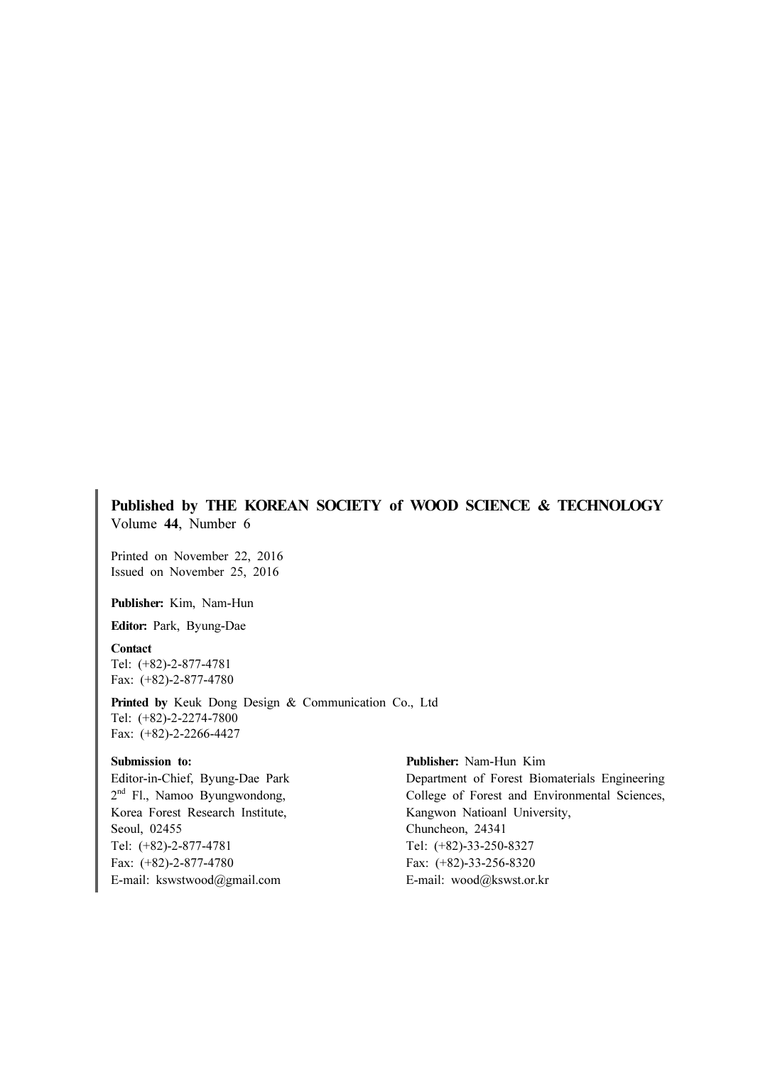**Published by THE KOREAN SOCIETY of WOOD SCIENCE & TECHNOLOGY**
Volume **44**, Number 6

Printed on November 22, 2016
Issued on November 25, 2016

**Publisher:** Kim, Nam-Hun

**Editor:** Park, Byung-Dae

**Contact**
Tel: (+82)-2-877-4781
Fax: (+82)-2-877-4780

**Printed by** Keuk Dong Design & Communication Co., Ltd
Tel: (+82)-2-2274-7800
Fax: (+82)-2-2266-4427

**Submission to:**
Editor-in-Chief, Byung-Dae Park
2nd Fl., Namoo Byungwondong,
Korea Forest Research Institute,
Seoul, 02455
Tel: (+82)-2-877-4781
Fax: (+82)-2-877-4780
E-mail: kswstwood@gmail.com

**Publisher:** Nam-Hun Kim
Department of Forest Biomaterials Engineering
College of Forest and Environmental Sciences,
Kangwon Natioanl University,
Chuncheon, 24341
Tel: (+82)-33-250-8327
Fax: (+82)-33-256-8320
E-mail: wood@kswst.or.kr